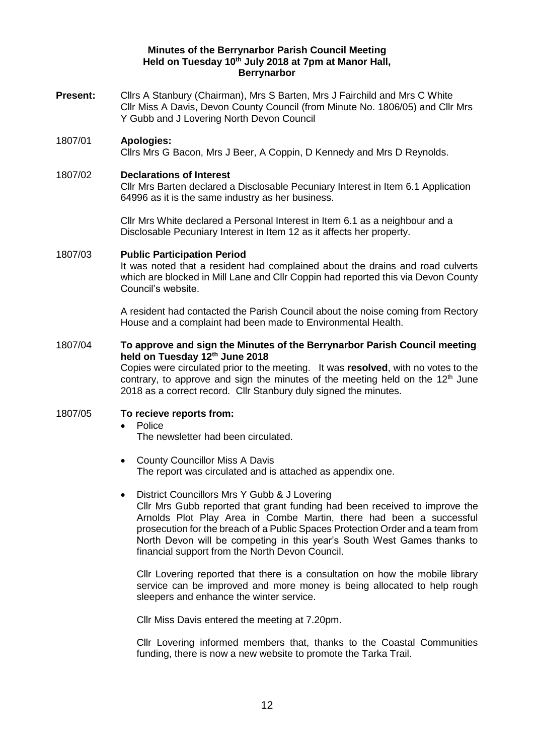**Minutes of the Berrynarbor Parish Council Meeting Held on Tuesday 10th July 2018 at 7pm at Manor Hall, Berrynarbor**

**Present:** Cllrs A Stanbury (Chairman), Mrs S Barten, Mrs J Fairchild and Mrs C White
Cllr Miss A Davis, Devon County Council (from Minute No. 1806/05) and Cllr Mrs Y Gubb and J Lovering North Devon Council

1807/01 **Apologies:**
Cllrs Mrs G Bacon, Mrs J Beer, A Coppin, D Kennedy and Mrs D Reynolds.

1807/02 **Declarations of Interest**
Cllr Mrs Barten declared a Disclosable Pecuniary Interest in Item 6.1 Application 64996 as it is the same industry as her business.

Cllr Mrs White declared a Personal Interest in Item 6.1 as a neighbour and a Disclosable Pecuniary Interest in Item 12 as it affects her property.

1807/03 **Public Participation Period**
It was noted that a resident had complained about the drains and road culverts which are blocked in Mill Lane and Cllr Coppin had reported this via Devon County Council's website.

A resident had contacted the Parish Council about the noise coming from Rectory House and a complaint had been made to Environmental Health.

1807/04 **To approve and sign the Minutes of the Berrynarbor Parish Council meeting held on Tuesday 12th June 2018**
Copies were circulated prior to the meeting. It was **resolved**, with no votes to the contrary, to approve and sign the minutes of the meeting held on the 12th June 2018 as a correct record. Cllr Stanbury duly signed the minutes.

1807/05 **To recieve reports from:**

- Police
  The newsletter had been circulated.

- County Councillor Miss A Davis
  The report was circulated and is attached as appendix one.

- District Councillors Mrs Y Gubb & J Lovering
  Cllr Mrs Gubb reported that grant funding had been received to improve the Arnolds Plot Play Area in Combe Martin, there had been a successful prosecution for the breach of a Public Spaces Protection Order and a team from North Devon will be competing in this year's South West Games thanks to financial support from the North Devon Council.

  Cllr Lovering reported that there is a consultation on how the mobile library service can be improved and more money is being allocated to help rough sleepers and enhance the winter service.

  Cllr Miss Davis entered the meeting at 7.20pm.

  Cllr Lovering informed members that, thanks to the Coastal Communities funding, there is now a new website to promote the Tarka Trail.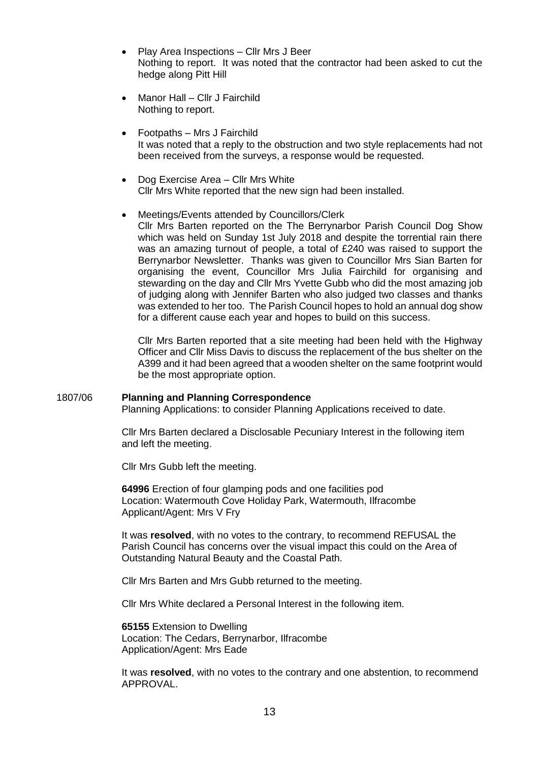- Play Area Inspections – Cllr Mrs J Beer
  Nothing to report. It was noted that the contractor had been asked to cut the hedge along Pitt Hill

- Manor Hall – Cllr J Fairchild
  Nothing to report.

- Footpaths – Mrs J Fairchild
  It was noted that a reply to the obstruction and two style replacements had not been received from the surveys, a response would be requested.

- Dog Exercise Area – Cllr Mrs White
  Cllr Mrs White reported that the new sign had been installed.

- Meetings/Events attended by Councillors/Clerk
  Cllr Mrs Barten reported on the The Berrynarbor Parish Council Dog Show which was held on Sunday 1st July 2018 and despite the torrential rain there was an amazing turnout of people, a total of £240 was raised to support the Berrynarbor Newsletter. Thanks was given to Councillor Mrs Sian Barten for organising the event, Councillor Mrs Julia Fairchild for organising and stewarding on the day and Cllr Mrs Yvette Gubb who did the most amazing job of judging along with Jennifer Barten who also judged two classes and thanks was extended to her too. The Parish Council hopes to hold an annual dog show for a different cause each year and hopes to build on this success.

  Cllr Mrs Barten reported that a site meeting had been held with the Highway Officer and Cllr Miss Davis to discuss the replacement of the bus shelter on the A399 and it had been agreed that a wooden shelter on the same footprint would be the most appropriate option.

1807/06 **Planning and Planning Correspondence**

Planning Applications: to consider Planning Applications received to date.

Cllr Mrs Barten declared a Disclosable Pecuniary Interest in the following item and left the meeting.

Cllr Mrs Gubb left the meeting.

**64996** Erection of four glamping pods and one facilities pod
Location: Watermouth Cove Holiday Park, Watermouth, Ilfracombe
Applicant/Agent: Mrs V Fry

It was **resolved**, with no votes to the contrary, to recommend REFUSAL the Parish Council has concerns over the visual impact this could on the Area of Outstanding Natural Beauty and the Coastal Path.

Cllr Mrs Barten and Mrs Gubb returned to the meeting.

Cllr Mrs White declared a Personal Interest in the following item.

**65155** Extension to Dwelling
Location: The Cedars, Berrynarbor, Ilfracombe
Application/Agent: Mrs Eade

It was **resolved**, with no votes to the contrary and one abstention, to recommend APPROVAL.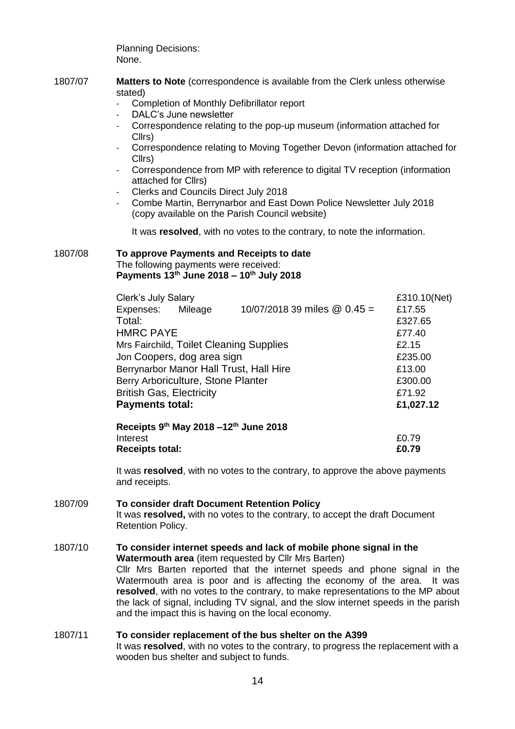Planning Decisions:
None.

1807/07 **Matters to Note** (correspondence is available from the Clerk unless otherwise stated)

- Completion of Monthly Defibrillator report
- DALC's June newsletter
- Correspondence relating to the pop-up museum (information attached for Cllrs)
- Correspondence relating to Moving Together Devon (information attached for Cllrs)
- Correspondence from MP with reference to digital TV reception (information attached for Cllrs)
- Clerks and Councils Direct July 2018
- Combe Martin, Berrynarbor and East Down Police Newsletter July 2018 (copy available on the Parish Council website)

It was **resolved**, with no votes to the contrary, to note the information.

1807/08 **To approve Payments and Receipts to date**

The following payments were received:

**Payments 13th June 2018 – 10th July 2018**

| | | | |
|---|---|---|---|
| Clerk's July Salary | | | £310.10(Net) |
| Expenses: | Mileage | 10/07/2018 39 miles @ 0.45 = | £17.55 |
| Total: | | | £327.65 |
| HMRC PAYE | | | £77.40 |
| Mrs Fairchild, Toilet Cleaning Supplies | | | £2.15 |
| Jon Coopers, dog area sign | | | £235.00 |
| Berrynarbor Manor Hall Trust, Hall Hire | | | £13.00 |
| Berry Arboriculture, Stone Planter | | | £300.00 |
| British Gas, Electricity | | | £71.92 |
| **Payments total:** | | | **£1,027.12** |

**Receipts 9th May 2018 –12th June 2018**

| | |
|---|---|
| Interest | £0.79 |
| **Receipts total:** | **£0.79** |

It was **resolved**, with no votes to the contrary, to approve the above payments and receipts.

1807/09 **To consider draft Document Retention Policy**

It was **resolved,** with no votes to the contrary, to accept the draft Document Retention Policy.

1807/10 **To consider internet speeds and lack of mobile phone signal in the Watermouth area** (item requested by Cllr Mrs Barten)

Cllr Mrs Barten reported that the internet speeds and phone signal in the Watermouth area is poor and is affecting the economy of the area. It was **resolved**, with no votes to the contrary, to make representations to the MP about the lack of signal, including TV signal, and the slow internet speeds in the parish and the impact this is having on the local economy.

1807/11 **To consider replacement of the bus shelter on the A399**

It was **resolved**, with no votes to the contrary, to progress the replacement with a wooden bus shelter and subject to funds.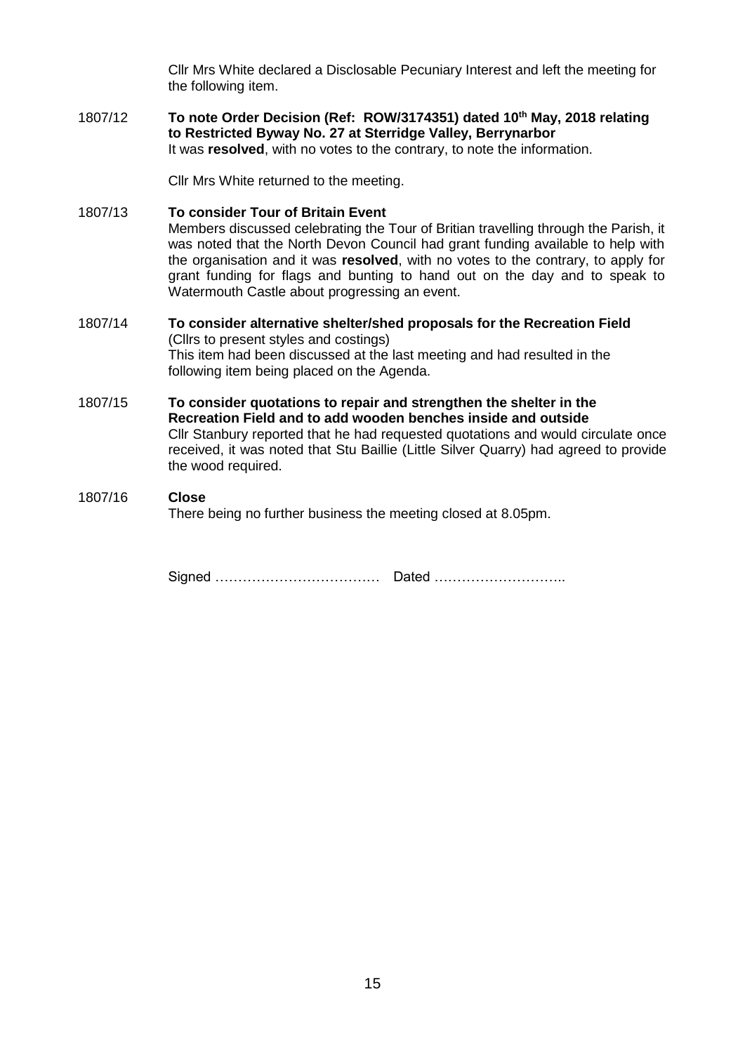Cllr Mrs White declared a Disclosable Pecuniary Interest and left the meeting for the following item.

1807/12 **To note Order Decision (Ref: ROW/3174351) dated 10th May, 2018 relating to Restricted Byway No. 27 at Sterridge Valley, Berrynarbor**
It was **resolved**, with no votes to the contrary, to note the information.

Cllr Mrs White returned to the meeting.

1807/13 **To consider Tour of Britain Event**
Members discussed celebrating the Tour of Britian travelling through the Parish, it was noted that the North Devon Council had grant funding available to help with the organisation and it was **resolved**, with no votes to the contrary, to apply for grant funding for flags and bunting to hand out on the day and to speak to Watermouth Castle about progressing an event.

1807/14 **To consider alternative shelter/shed proposals for the Recreation Field**
(Cllrs to present styles and costings)
This item had been discussed at the last meeting and had resulted in the following item being placed on the Agenda.

1807/15 **To consider quotations to repair and strengthen the shelter in the Recreation Field and to add wooden benches inside and outside**
Cllr Stanbury reported that he had requested quotations and would circulate once received, it was noted that Stu Baillie (Little Silver Quarry) had agreed to provide the wood required.

1807/16 **Close**
There being no further business the meeting closed at 8.05pm.

Signed ……………………………… Dated ………………………..